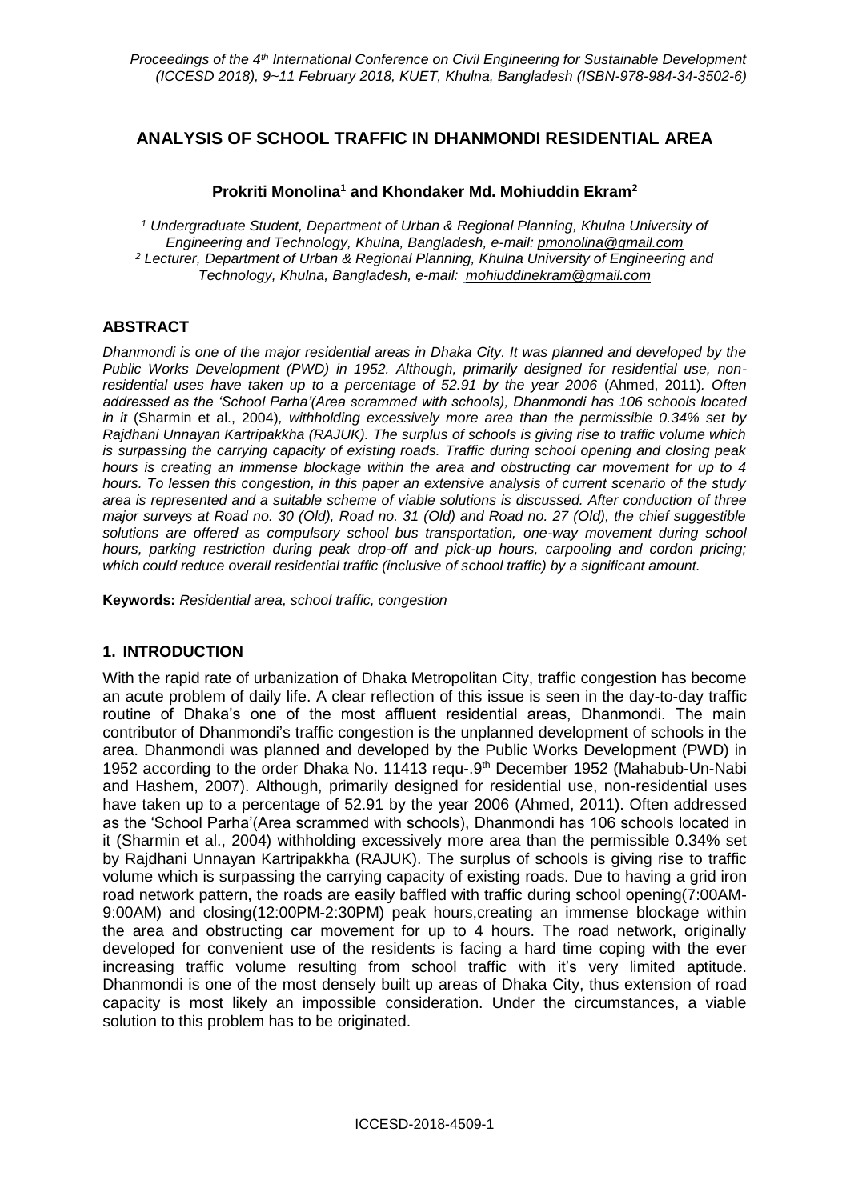# ANALYSIS OF SCHOOL TRAFFIC IN DHANMONDI RESIDENTIAL AREA

**Prokriti Monolina[1] and Khondaker Md. Mohiuddin Ekram[2]**

*[1] Undergraduate Student, Department of Urban & Regional Planning, Khulna University of Engineering and Technology, Khulna, Bangladesh, e-mail: pmonolina@gmail.com*
*[2] Lecturer, Department of Urban & Regional Planning, Khulna University of Engineering and Technology, Khulna, Bangladesh, e-mail: mohiuddinekram@gmail.com*

## ABSTRACT

*Dhanmondi is one of the major residential areas in Dhaka City. It was planned and developed by the Public Works Development (PWD) in 1952. Although, primarily designed for residential use, non-residential uses have taken up to a percentage of 52.91 by the year 2006* (Ahmed, 2011)*. Often addressed as the 'School Parha'(Area scrammed with schools), Dhanmondi has 106 schools located in it* (Sharmin et al., 2004)*, withholding excessively more area than the permissible 0.34% set by Rajdhani Unnayan Kartripakkha (RAJUK). The surplus of schools is giving rise to traffic volume which is surpassing the carrying capacity of existing roads. Traffic during school opening and closing peak hours is creating an immense blockage within the area and obstructing car movement for up to 4 hours. To lessen this congestion, in this paper an extensive analysis of current scenario of the study area is represented and a suitable scheme of viable solutions is discussed. After conduction of three major surveys at Road no. 30 (Old), Road no. 31 (Old) and Road no. 27 (Old), the chief suggestible solutions are offered as compulsory school bus transportation, one-way movement during school hours, parking restriction during peak drop-off and pick-up hours, carpooling and cordon pricing; which could reduce overall residential traffic (inclusive of school traffic) by a significant amount.*

**Keywords:** *Residential area, school traffic, congestion*

## 1. INTRODUCTION

With the rapid rate of urbanization of Dhaka Metropolitan City, traffic congestion has become an acute problem of daily life. A clear reflection of this issue is seen in the day-to-day traffic routine of Dhaka's one of the most affluent residential areas, Dhanmondi. The main contributor of Dhanmondi's traffic congestion is the unplanned development of schools in the area. Dhanmondi was planned and developed by the Public Works Development (PWD) in 1952 according to the order Dhaka No. 11413 requ-.9th December 1952 (Mahabub-Un-Nabi and Hashem, 2007). Although, primarily designed for residential use, non-residential uses have taken up to a percentage of 52.91 by the year 2006 (Ahmed, 2011). Often addressed as the 'School Parha'(Area scrammed with schools), Dhanmondi has 106 schools located in it (Sharmin et al., 2004) withholding excessively more area than the permissible 0.34% set by Rajdhani Unnayan Kartripakkha (RAJUK). The surplus of schools is giving rise to traffic volume which is surpassing the carrying capacity of existing roads. Due to having a grid iron road network pattern, the roads are easily baffled with traffic during school opening(7:00AM-9:00AM) and closing(12:00PM-2:30PM) peak hours,creating an immense blockage within the area and obstructing car movement for up to 4 hours. The road network, originally developed for convenient use of the residents is facing a hard time coping with the ever increasing traffic volume resulting from school traffic with it's very limited aptitude. Dhanmondi is one of the most densely built up areas of Dhaka City, thus extension of road capacity is most likely an impossible consideration. Under the circumstances, a viable solution to this problem has to be originated.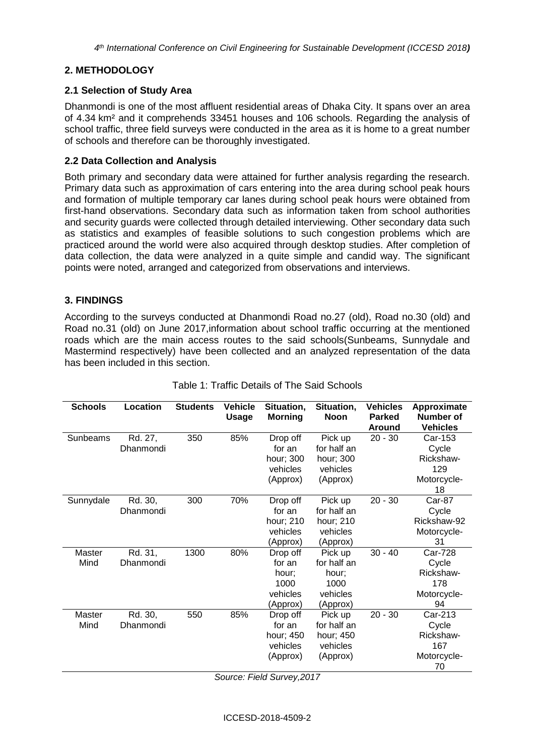## 2. METHODOLOGY

### 2.1 Selection of Study Area

Dhanmondi is one of the most affluent residential areas of Dhaka City. It spans over an area of 4.34 km² and it comprehends 33451 houses and 106 schools. Regarding the analysis of school traffic, three field surveys were conducted in the area as it is home to a great number of schools and therefore can be thoroughly investigated.

### 2.2 Data Collection and Analysis

Both primary and secondary data were attained for further analysis regarding the research. Primary data such as approximation of cars entering into the area during school peak hours and formation of multiple temporary car lanes during school peak hours were obtained from first-hand observations. Secondary data such as information taken from school authorities and security guards were collected through detailed interviewing. Other secondary data such as statistics and examples of feasible solutions to such congestion problems which are practiced around the world were also acquired through desktop studies. After completion of data collection, the data were analyzed in a quite simple and candid way. The significant points were noted, arranged and categorized from observations and interviews.

## 3. FINDINGS

According to the surveys conducted at Dhanmondi Road no.27 (old), Road no.30 (old) and Road no.31 (old) on June 2017,information about school traffic occurring at the mentioned roads which are the main access routes to the said schools(Sunbeams, Sunnydale and Mastermind respectively) have been collected and an analyzed representation of the data has been included in this section.

Table 1: Traffic Details of The Said Schools

| Schools | Location | Students | Vehicle Usage | Situation, Morning | Situation, Noon | Vehicles Parked Around | Approximate Number of Vehicles |
|---|---|---|---|---|---|---|---|
| Sunbeams | Rd. 27, Dhanmondi | 350 | 85% | Drop off for an hour; 300 vehicles (Approx) | Pick up for half an hour; 300 vehicles (Approx) | 20 - 30 | Car-153 Cycle Rickshaw-129 Motorcycle-18 |
| Sunnydale | Rd. 30, Dhanmondi | 300 | 70% | Drop off for an hour; 210 vehicles (Approx) | Pick up for half an hour; 210 vehicles (Approx) | 20 - 30 | Car-87 Cycle Rickshaw-92 Motorcycle-31 |
| Master Mind | Rd. 31, Dhanmondi | 1300 | 80% | Drop off for an hour; 1000 vehicles (Approx) | Pick up for half an hour; 1000 vehicles (Approx) | 30 - 40 | Car-728 Cycle Rickshaw-178 Motorcycle-94 |
| Master Mind | Rd. 30, Dhanmondi | 550 | 85% | Drop off for an hour; 450 vehicles (Approx) | Pick up for half an hour; 450 vehicles (Approx) | 20 - 30 | Car-213 Cycle Rickshaw-167 Motorcycle-70 |

*Source: Field Survey,2017*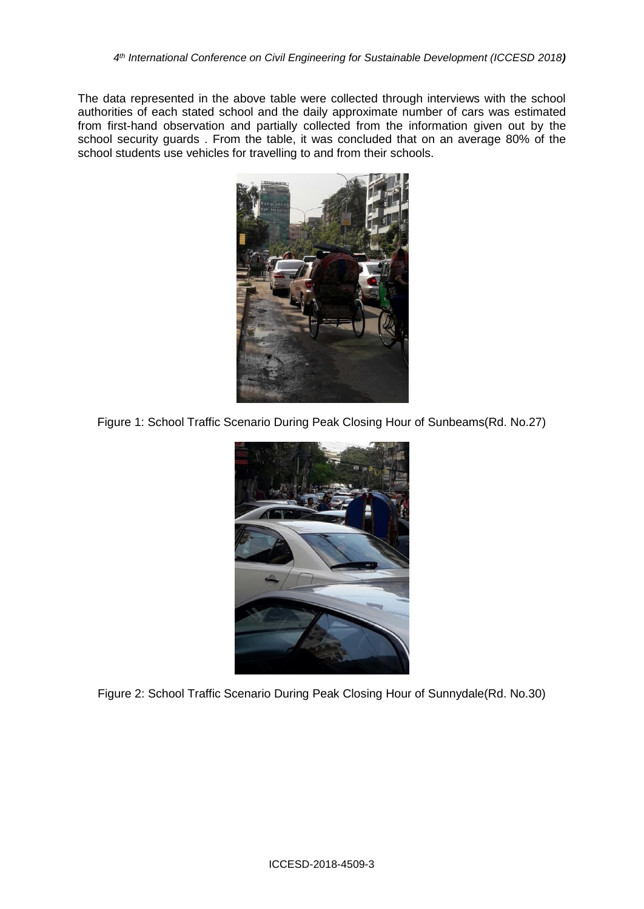The data represented in the above table were collected through interviews with the school authorities of each stated school and the daily approximate number of cars was estimated from first-hand observation and partially collected from the information given out by the school security guards . From the table, it was concluded that on an average 80% of the school students use vehicles for travelling to and from their schools.

Figure 1: School Traffic Scenario During Peak Closing Hour of Sunbeams(Rd. No.27)

Figure 2: School Traffic Scenario During Peak Closing Hour of Sunnydale(Rd. No.30)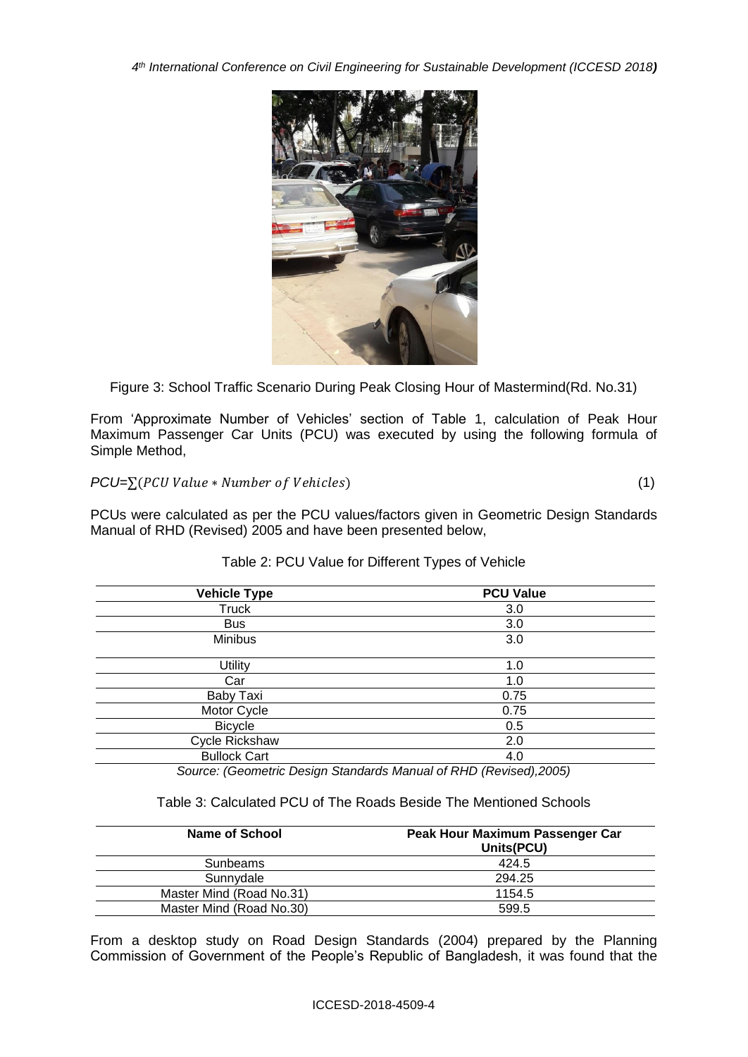Figure 3: School Traffic Scenario During Peak Closing Hour of Mastermind(Rd. No.31)

From 'Approximate Number of Vehicles' section of Table 1, calculation of Peak Hour Maximum Passenger Car Units (PCU) was executed by using the following formula of Simple Method,

$$PCU = \sum(PCU\ Value * Number\ of\ Vehicles) \tag{1}$$

PCUs were calculated as per the PCU values/factors given in Geometric Design Standards Manual of RHD (Revised) 2005 and have been presented below,

Table 2: PCU Value for Different Types of Vehicle

| Vehicle Type | PCU Value |
|---|---|
| Truck | 3.0 |
| Bus | 3.0 |
| Minibus | 3.0 |
| Utility | 1.0 |
| Car | 1.0 |
| Baby Taxi | 0.75 |
| Motor Cycle | 0.75 |
| Bicycle | 0.5 |
| Cycle Rickshaw | 2.0 |
| Bullock Cart | 4.0 |

*Source: (Geometric Design Standards Manual of RHD (Revised),2005)*

Table 3: Calculated PCU of The Roads Beside The Mentioned Schools

| Name of School | Peak Hour Maximum Passenger Car Units(PCU) |
|---|---|
| Sunbeams | 424.5 |
| Sunnydale | 294.25 |
| Master Mind (Road No.31) | 1154.5 |
| Master Mind (Road No.30) | 599.5 |

From a desktop study on Road Design Standards (2004) prepared by the Planning Commission of Government of the People's Republic of Bangladesh, it was found that the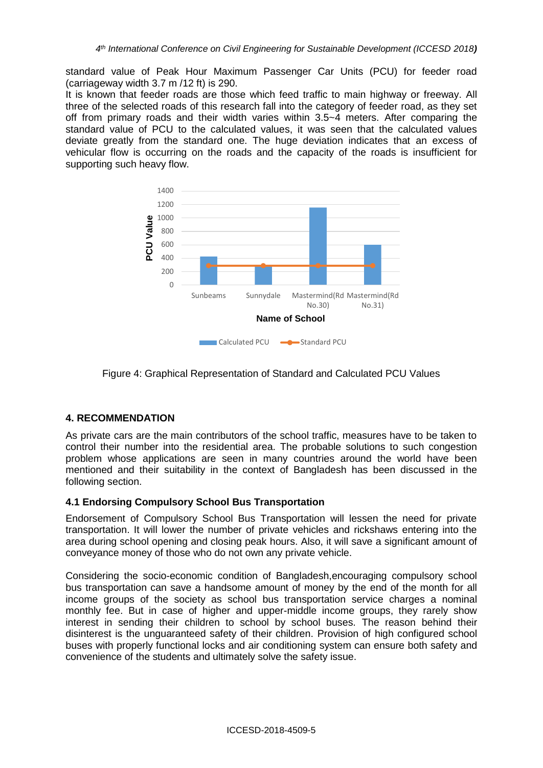standard value of Peak Hour Maximum Passenger Car Units (PCU) for feeder road (carriageway width 3.7 m /12 ft) is 290.

It is known that feeder roads are those which feed traffic to main highway or freeway. All three of the selected roads of this research fall into the category of feeder road, as they set off from primary roads and their width varies within 3.5~4 meters. After comparing the standard value of PCU to the calculated values, it was seen that the calculated values deviate greatly from the standard one. The huge deviation indicates that an excess of vehicular flow is occurring on the roads and the capacity of the roads is insufficient for supporting such heavy flow.

Figure 4: Graphical Representation of Standard and Calculated PCU Values

## 4. RECOMMENDATION

As private cars are the main contributors of the school traffic, measures have to be taken to control their number into the residential area. The probable solutions to such congestion problem whose applications are seen in many countries around the world have been mentioned and their suitability in the context of Bangladesh has been discussed in the following section.

### 4.1 Endorsing Compulsory School Bus Transportation

Endorsement of Compulsory School Bus Transportation will lessen the need for private transportation. It will lower the number of private vehicles and rickshaws entering into the area during school opening and closing peak hours. Also, it will save a significant amount of conveyance money of those who do not own any private vehicle.

Considering the socio-economic condition of Bangladesh,encouraging compulsory school bus transportation can save a handsome amount of money by the end of the month for all income groups of the society as school bus transportation service charges a nominal monthly fee. But in case of higher and upper-middle income groups, they rarely show interest in sending their children to school by school buses. The reason behind their disinterest is the unguaranteed safety of their children. Provision of high configured school buses with properly functional locks and air conditioning system can ensure both safety and convenience of the students and ultimately solve the safety issue.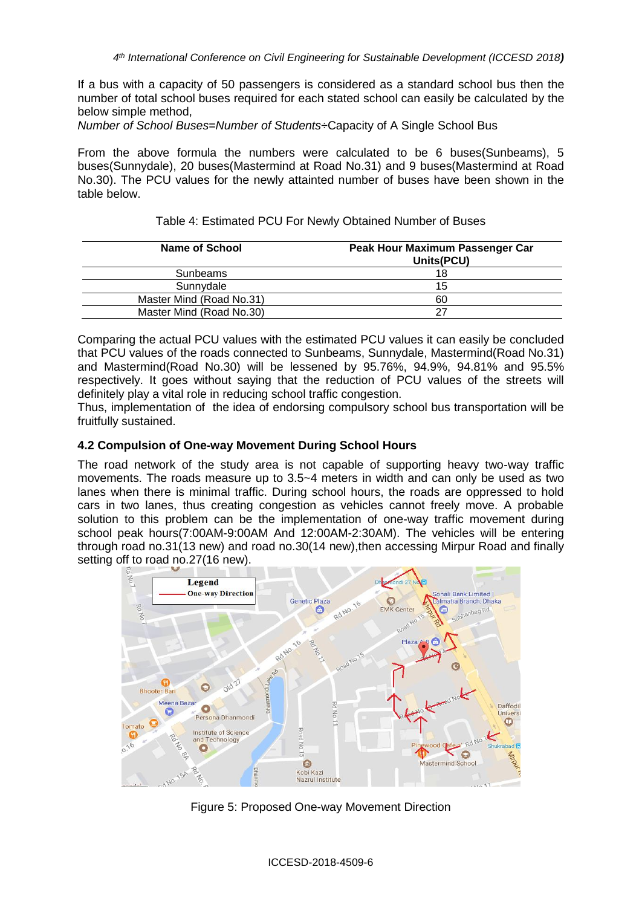If a bus with a capacity of 50 passengers is considered as a standard school bus then the number of total school buses required for each stated school can easily be calculated by the below simple method,

*Number of School Buses=Number of Students*÷Capacity of A Single School Bus

From the above formula the numbers were calculated to be 6 buses(Sunbeams), 5 buses(Sunnydale), 20 buses(Mastermind at Road No.31) and 9 buses(Mastermind at Road No.30). The PCU values for the newly attainted number of buses have been shown in the table below.

Table 4: Estimated PCU For Newly Obtained Number of Buses

| Name of School | Peak Hour Maximum Passenger Car Units(PCU) |
|---|---|
| Sunbeams | 18 |
| Sunnydale | 15 |
| Master Mind (Road No.31) | 60 |
| Master Mind (Road No.30) | 27 |

Comparing the actual PCU values with the estimated PCU values it can easily be concluded that PCU values of the roads connected to Sunbeams, Sunnydale, Mastermind(Road No.31) and Mastermind(Road No.30) will be lessened by 95.76%, 94.9%, 94.81% and 95.5% respectively. It goes without saying that the reduction of PCU values of the streets will definitely play a vital role in reducing school traffic congestion.

Thus, implementation of the idea of endorsing compulsory school bus transportation will be fruitfully sustained.

### 4.2 Compulsion of One-way Movement During School Hours

The road network of the study area is not capable of supporting heavy two-way traffic movements. The roads measure up to 3.5~4 meters in width and can only be used as two lanes when there is minimal traffic. During school hours, the roads are oppressed to hold cars in two lanes, thus creating congestion as vehicles cannot freely move. A probable solution to this problem can be the implementation of one-way traffic movement during school peak hours(7:00AM-9:00AM And 12:00AM-2:30AM). The vehicles will be entering through road no.31(13 new) and road no.30(14 new),then accessing Mirpur Road and finally setting off to road no.27(16 new).

Figure 5: Proposed One-way Movement Direction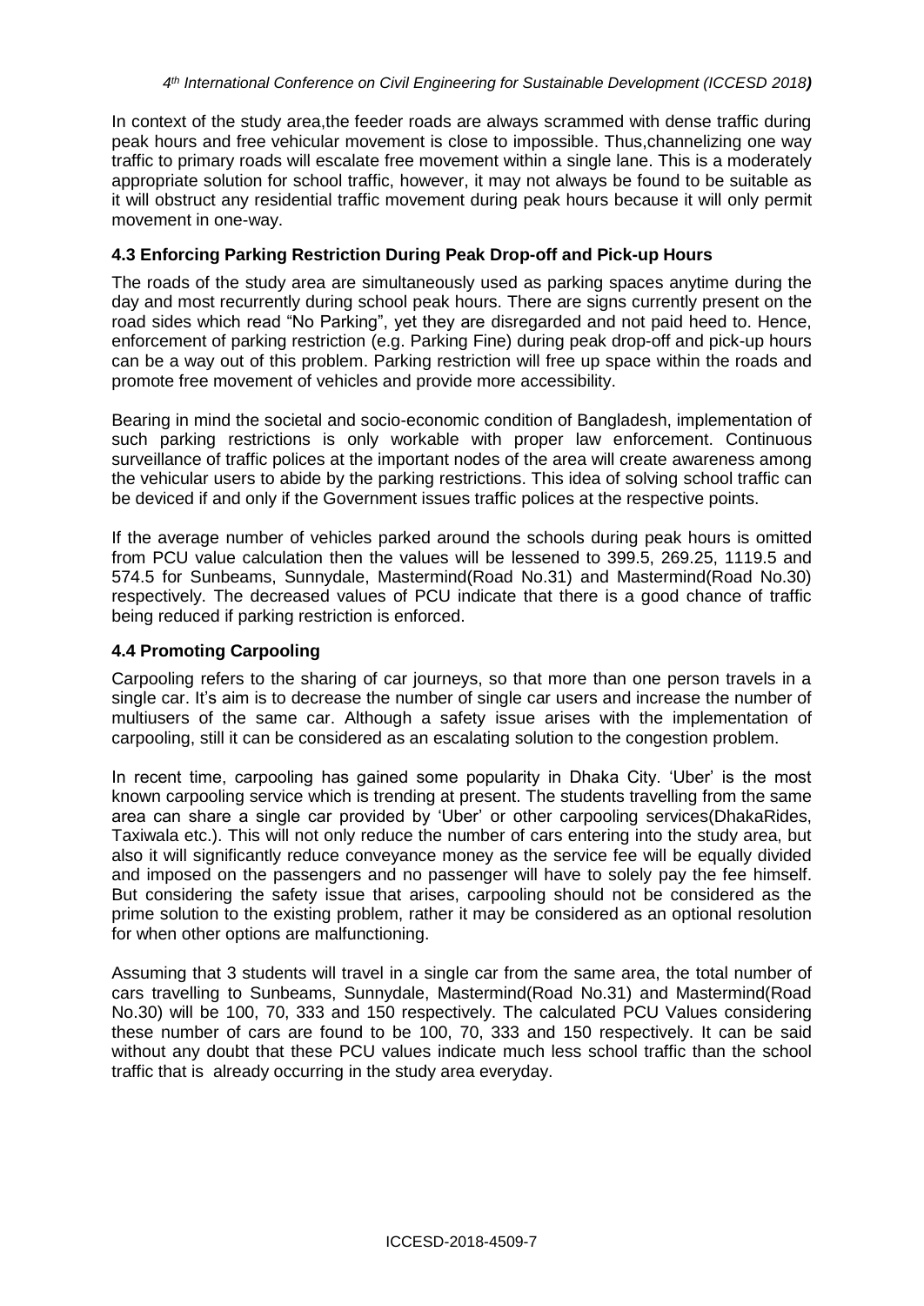In context of the study area,the feeder roads are always scrammed with dense traffic during peak hours and free vehicular movement is close to impossible. Thus,channelizing one way traffic to primary roads will escalate free movement within a single lane. This is a moderately appropriate solution for school traffic, however, it may not always be found to be suitable as it will obstruct any residential traffic movement during peak hours because it will only permit movement in one-way.

### 4.3 Enforcing Parking Restriction During Peak Drop-off and Pick-up Hours

The roads of the study area are simultaneously used as parking spaces anytime during the day and most recurrently during school peak hours. There are signs currently present on the road sides which read "No Parking", yet they are disregarded and not paid heed to. Hence, enforcement of parking restriction (e.g. Parking Fine) during peak drop-off and pick-up hours can be a way out of this problem. Parking restriction will free up space within the roads and promote free movement of vehicles and provide more accessibility.

Bearing in mind the societal and socio-economic condition of Bangladesh, implementation of such parking restrictions is only workable with proper law enforcement. Continuous surveillance of traffic polices at the important nodes of the area will create awareness among the vehicular users to abide by the parking restrictions. This idea of solving school traffic can be deviced if and only if the Government issues traffic polices at the respective points.

If the average number of vehicles parked around the schools during peak hours is omitted from PCU value calculation then the values will be lessened to 399.5, 269.25, 1119.5 and 574.5 for Sunbeams, Sunnydale, Mastermind(Road No.31) and Mastermind(Road No.30) respectively. The decreased values of PCU indicate that there is a good chance of traffic being reduced if parking restriction is enforced.

### 4.4 Promoting Carpooling

Carpooling refers to the sharing of car journeys, so that more than one person travels in a single car. It's aim is to decrease the number of single car users and increase the number of multiusers of the same car. Although a safety issue arises with the implementation of carpooling, still it can be considered as an escalating solution to the congestion problem.

In recent time, carpooling has gained some popularity in Dhaka City. 'Uber' is the most known carpooling service which is trending at present. The students travelling from the same area can share a single car provided by 'Uber' or other carpooling services(DhakaRides, Taxiwala etc.). This will not only reduce the number of cars entering into the study area, but also it will significantly reduce conveyance money as the service fee will be equally divided and imposed on the passengers and no passenger will have to solely pay the fee himself. But considering the safety issue that arises, carpooling should not be considered as the prime solution to the existing problem, rather it may be considered as an optional resolution for when other options are malfunctioning.

Assuming that 3 students will travel in a single car from the same area, the total number of cars travelling to Sunbeams, Sunnydale, Mastermind(Road No.31) and Mastermind(Road No.30) will be 100, 70, 333 and 150 respectively. The calculated PCU Values considering these number of cars are found to be 100, 70, 333 and 150 respectively. It can be said without any doubt that these PCU values indicate much less school traffic than the school traffic that is already occurring in the study area everyday.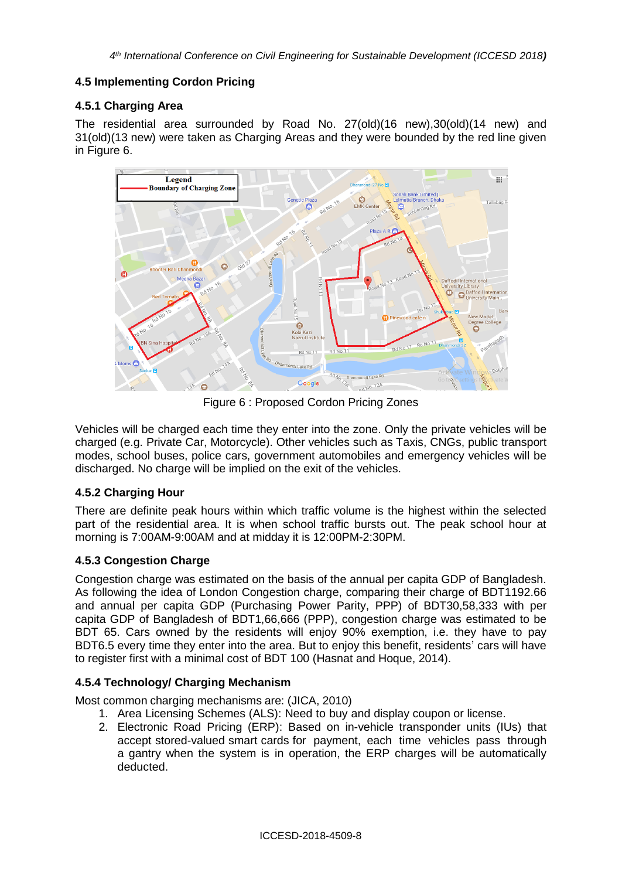## 4.5 Implementing Cordon Pricing

### 4.5.1 Charging Area

The residential area surrounded by Road No. 27(old)(16 new),30(old)(14 new) and 31(old)(13 new) were taken as Charging Areas and they were bounded by the red line given in Figure 6.

Figure 6 : Proposed Cordon Pricing Zones

Vehicles will be charged each time they enter into the zone. Only the private vehicles will be charged (e.g. Private Car, Motorcycle). Other vehicles such as Taxis, CNGs, public transport modes, school buses, police cars, government automobiles and emergency vehicles will be discharged. No charge will be implied on the exit of the vehicles.

### 4.5.2 Charging Hour

There are definite peak hours within which traffic volume is the highest within the selected part of the residential area. It is when school traffic bursts out. The peak school hour at morning is 7:00AM-9:00AM and at midday it is 12:00PM-2:30PM.

### 4.5.3 Congestion Charge

Congestion charge was estimated on the basis of the annual per capita GDP of Bangladesh. As following the idea of London Congestion charge, comparing their charge of BDT1192.66 and annual per capita GDP (Purchasing Power Parity, PPP) of BDT30,58,333 with per capita GDP of Bangladesh of BDT1,66,666 (PPP), congestion charge was estimated to be BDT 65. Cars owned by the residents will enjoy 90% exemption, i.e. they have to pay BDT6.5 every time they enter into the area. But to enjoy this benefit, residents' cars will have to register first with a minimal cost of BDT 100 (Hasnat and Hoque, 2014).

### 4.5.4 Technology/ Charging Mechanism

Most common charging mechanisms are: (JICA, 2010)

1. Area Licensing Schemes (ALS): Need to buy and display coupon or license.
2. Electronic Road Pricing (ERP): Based on in-vehicle transponder units (IUs) that accept stored-valued smart cards for payment, each time vehicles pass through a gantry when the system is in operation, the ERP charges will be automatically deducted.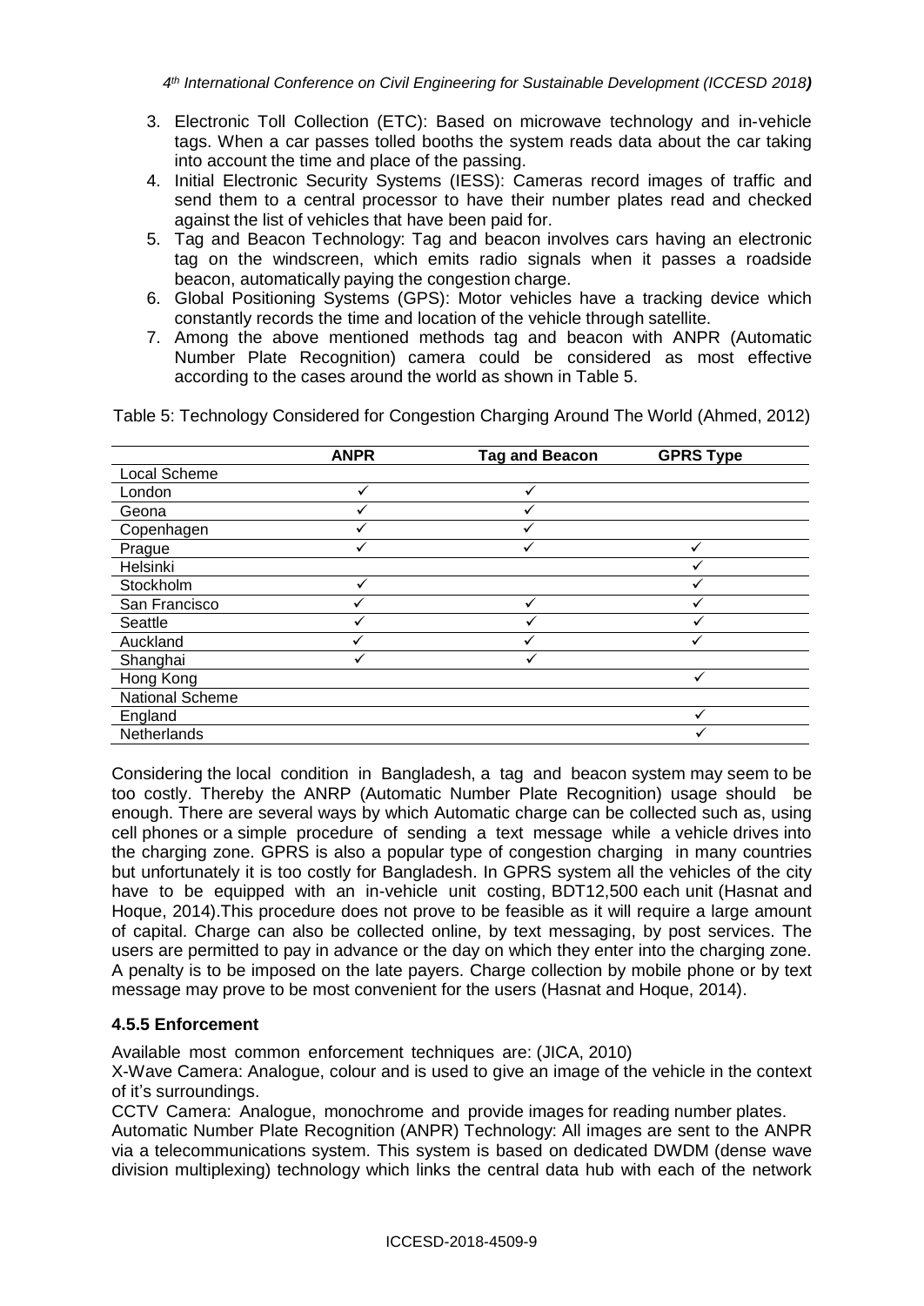3. Electronic Toll Collection (ETC): Based on microwave technology and in-vehicle tags. When a car passes tolled booths the system reads data about the car taking into account the time and place of the passing.
4. Initial Electronic Security Systems (IESS): Cameras record images of traffic and send them to a central processor to have their number plates read and checked against the list of vehicles that have been paid for.
5. Tag and Beacon Technology: Tag and beacon involves cars having an electronic tag on the windscreen, which emits radio signals when it passes a roadside beacon, automatically paying the congestion charge.
6. Global Positioning Systems (GPS): Motor vehicles have a tracking device which constantly records the time and location of the vehicle through satellite.
7. Among the above mentioned methods tag and beacon with ANPR (Automatic Number Plate Recognition) camera could be considered as most effective according to the cases around the world as shown in Table 5.

Table 5: Technology Considered for Congestion Charging Around The World (Ahmed, 2012)

| | ANPR | Tag and Beacon | GPRS Type |
|---|---|---|---|
| Local Scheme | | | |
| London | ✓ | ✓ | |
| Geona | ✓ | ✓ | |
| Copenhagen | ✓ | ✓ | |
| Prague | ✓ | ✓ | ✓ |
| Helsinki | | | ✓ |
| Stockholm | ✓ | | ✓ |
| San Francisco | ✓ | ✓ | ✓ |
| Seattle | ✓ | ✓ | ✓ |
| Auckland | ✓ | ✓ | ✓ |
| Shanghai | ✓ | ✓ | |
| Hong Kong | | | ✓ |
| National Scheme | | | |
| England | | | ✓ |
| Netherlands | | | ✓ |

Considering the local condition in Bangladesh, a tag and beacon system may seem to be too costly. Thereby the ANRP (Automatic Number Plate Recognition) usage should be enough. There are several ways by which Automatic charge can be collected such as, using cell phones or a simple procedure of sending a text message while a vehicle drives into the charging zone. GPRS is also a popular type of congestion charging in many countries but unfortunately it is too costly for Bangladesh. In GPRS system all the vehicles of the city have to be equipped with an in-vehicle unit costing, BDT12,500 each unit (Hasnat and Hoque, 2014).This procedure does not prove to be feasible as it will require a large amount of capital. Charge can also be collected online, by text messaging, by post services. The users are permitted to pay in advance or the day on which they enter into the charging zone. A penalty is to be imposed on the late payers. Charge collection by mobile phone or by text message may prove to be most convenient for the users (Hasnat and Hoque, 2014).

### 4.5.5 Enforcement

Available most common enforcement techniques are: (JICA, 2010)

X-Wave Camera: Analogue, colour and is used to give an image of the vehicle in the context of it's surroundings.

CCTV Camera: Analogue, monochrome and provide images for reading number plates.

Automatic Number Plate Recognition (ANPR) Technology: All images are sent to the ANPR via a telecommunications system. This system is based on dedicated DWDM (dense wave division multiplexing) technology which links the central data hub with each of the network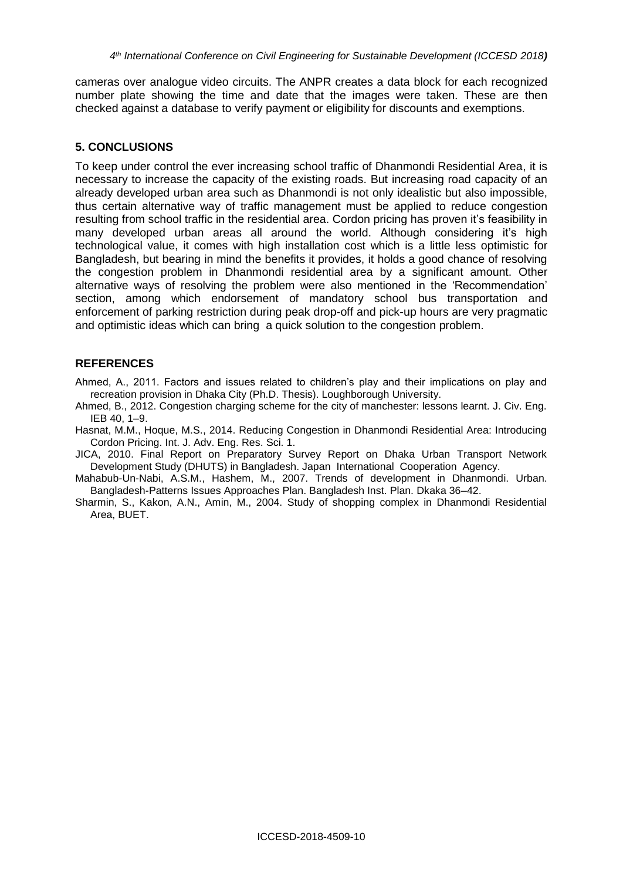cameras over analogue video circuits. The ANPR creates a data block for each recognized number plate showing the time and date that the images were taken. These are then checked against a database to verify payment or eligibility for discounts and exemptions.

## 5. CONCLUSIONS

To keep under control the ever increasing school traffic of Dhanmondi Residential Area, it is necessary to increase the capacity of the existing roads. But increasing road capacity of an already developed urban area such as Dhanmondi is not only idealistic but also impossible, thus certain alternative way of traffic management must be applied to reduce congestion resulting from school traffic in the residential area. Cordon pricing has proven it's feasibility in many developed urban areas all around the world. Although considering it's high technological value, it comes with high installation cost which is a little less optimistic for Bangladesh, but bearing in mind the benefits it provides, it holds a good chance of resolving the congestion problem in Dhanmondi residential area by a significant amount. Other alternative ways of resolving the problem were also mentioned in the 'Recommendation' section, among which endorsement of mandatory school bus transportation and enforcement of parking restriction during peak drop-off and pick-up hours are very pragmatic and optimistic ideas which can bring a quick solution to the congestion problem.

## REFERENCES

Ahmed, A., 2011. Factors and issues related to children's play and their implications on play and recreation provision in Dhaka City (Ph.D. Thesis). Loughborough University.

Ahmed, B., 2012. Congestion charging scheme for the city of manchester: lessons learnt. J. Civ. Eng. IEB 40, 1–9.

Hasnat, M.M., Hoque, M.S., 2014. Reducing Congestion in Dhanmondi Residential Area: Introducing Cordon Pricing. Int. J. Adv. Eng. Res. Sci. 1.

JICA, 2010. Final Report on Preparatory Survey Report on Dhaka Urban Transport Network Development Study (DHUTS) in Bangladesh. Japan International Cooperation Agency.

Mahabub-Un-Nabi, A.S.M., Hashem, M., 2007. Trends of development in Dhanmondi. Urban. Bangladesh-Patterns Issues Approaches Plan. Bangladesh Inst. Plan. Dkaka 36–42.

Sharmin, S., Kakon, A.N., Amin, M., 2004. Study of shopping complex in Dhanmondi Residential Area, BUET.